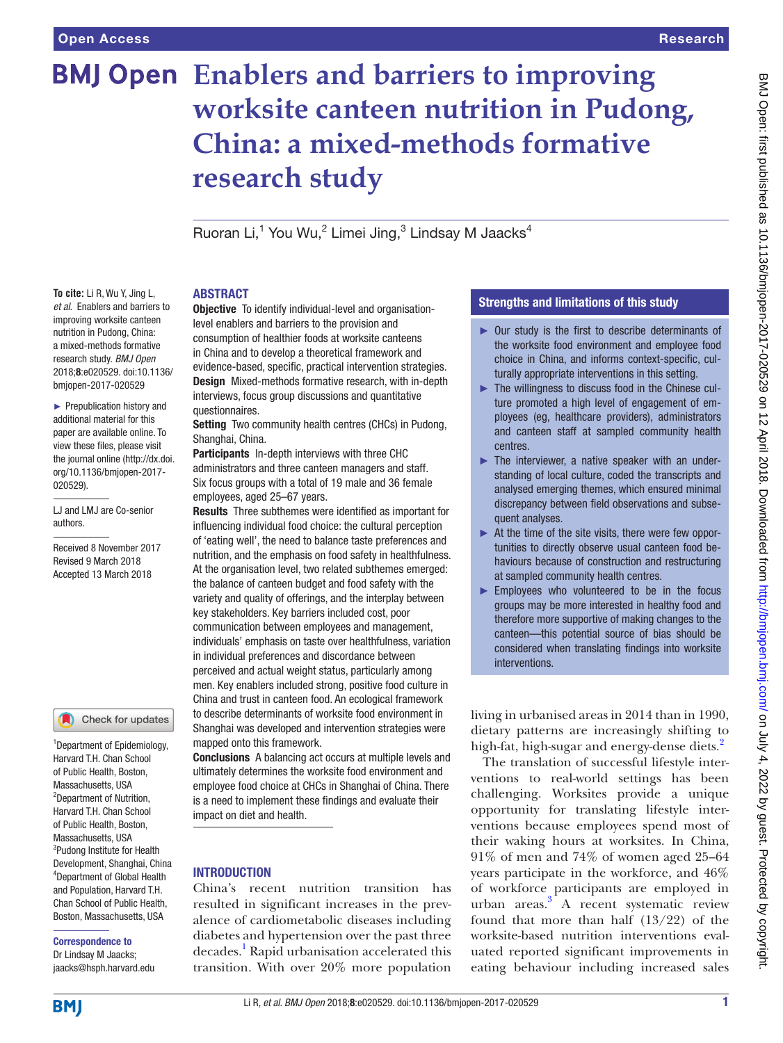# Enablers and barriers to improving worksite canteen nutrition in Pudong, China: a mixed-methods formative research study

Ruoran Li,[1] You Wu,[2] Limei Jing,[3] Lindsay M Jaacks[4]

**To cite:** Li R, Wu Y, Jing L, *et al*. Enablers and barriers to improving worksite canteen nutrition in Pudong, China: a mixed-methods formative research study. *BMJ Open* 2018;**8**:e020529. doi:10.1136/bmjopen-2017-020529

► Prepublication history and additional material for this paper are available online. To view these files, please visit the journal online (http://dx.doi.org/10.1136/bmjopen-2017-020529).

LJ and LMJ are Co-senior authors.

Received 8 November 2017
Revised 9 March 2018
Accepted 13 March 2018

[1]Department of Epidemiology, Harvard T.H. Chan School of Public Health, Boston, Massachusetts, USA
[2]Department of Nutrition, Harvard T.H. Chan School of Public Health, Boston, Massachusetts, USA
[3]Pudong Institute for Health Development, Shanghai, China
[4]Department of Global Health and Population, Harvard T.H. Chan School of Public Health, Boston, Massachusetts, USA

**Correspondence to**
Dr Lindsay M Jaacks; jaacks@hsph.harvard.edu

## ABSTRACT

**Objective** To identify individual-level and organisation-level enablers and barriers to the provision and consumption of healthier foods at worksite canteens in China and to develop a theoretical framework and evidence-based, specific, practical intervention strategies.

**Design** Mixed-methods formative research, with in-depth interviews, focus group discussions and quantitative questionnaires.

**Setting** Two community health centres (CHCs) in Pudong, Shanghai, China.

**Participants** In-depth interviews with three CHC administrators and three canteen managers and staff. Six focus groups with a total of 19 male and 36 female employees, aged 25–67 years.

**Results** Three subthemes were identified as important for influencing individual food choice: the cultural perception of 'eating well', the need to balance taste preferences and nutrition, and the emphasis on food safety in healthfulness. At the organisation level, two related subthemes emerged: the balance of canteen budget and food safety with the variety and quality of offerings, and the interplay between key stakeholders. Key barriers included cost, poor communication between employees and management, individuals' emphasis on taste over healthfulness, variation in individual preferences and discordance between perceived and actual weight status, particularly among men. Key enablers included strong, positive food culture in China and trust in canteen food. An ecological framework to describe determinants of worksite food environment in Shanghai was developed and intervention strategies were mapped onto this framework.

**Conclusions** A balancing act occurs at multiple levels and ultimately determines the worksite food environment and employee food choice at CHCs in Shanghai of China. There is a need to implement these findings and evaluate their impact on diet and health.

## Strengths and limitations of this study

- ► Our study is the first to describe determinants of the worksite food environment and employee food choice in China, and informs context-specific, culturally appropriate interventions in this setting.
- ► The willingness to discuss food in the Chinese culture promoted a high level of engagement of employees (eg, healthcare providers), administrators and canteen staff at sampled community health centres.
- ► The interviewer, a native speaker with an understanding of local culture, coded the transcripts and analysed emerging themes, which ensured minimal discrepancy between field observations and subsequent analyses.
- ► At the time of the site visits, there were few opportunities to directly observe usual canteen food behaviours because of construction and restructuring at sampled community health centres.
- ► Employees who volunteered to be in the focus groups may be more interested in healthy food and therefore more supportive of making changes to the canteen—this potential source of bias should be considered when translating findings into worksite interventions.

## INTRODUCTION

China's recent nutrition transition has resulted in significant increases in the prevalence of cardiometabolic diseases including diabetes and hypertension over the past three decades.[1] Rapid urbanisation accelerated this transition. With over 20% more population living in urbanised areas in 2014 than in 1990, dietary patterns are increasingly shifting to high-fat, high-sugar and energy-dense diets.[2]

The translation of successful lifestyle interventions to real-world settings has been challenging. Worksites provide a unique opportunity for translating lifestyle interventions because employees spend most of their waking hours at worksites. In China, 91% of men and 74% of women aged 25–64 years participate in the workforce, and 46% of workforce participants are employed in urban areas.[3] A recent systematic review found that more than half (13/22) of the worksite-based nutrition interventions evaluated reported significant improvements in eating behaviour including increased sales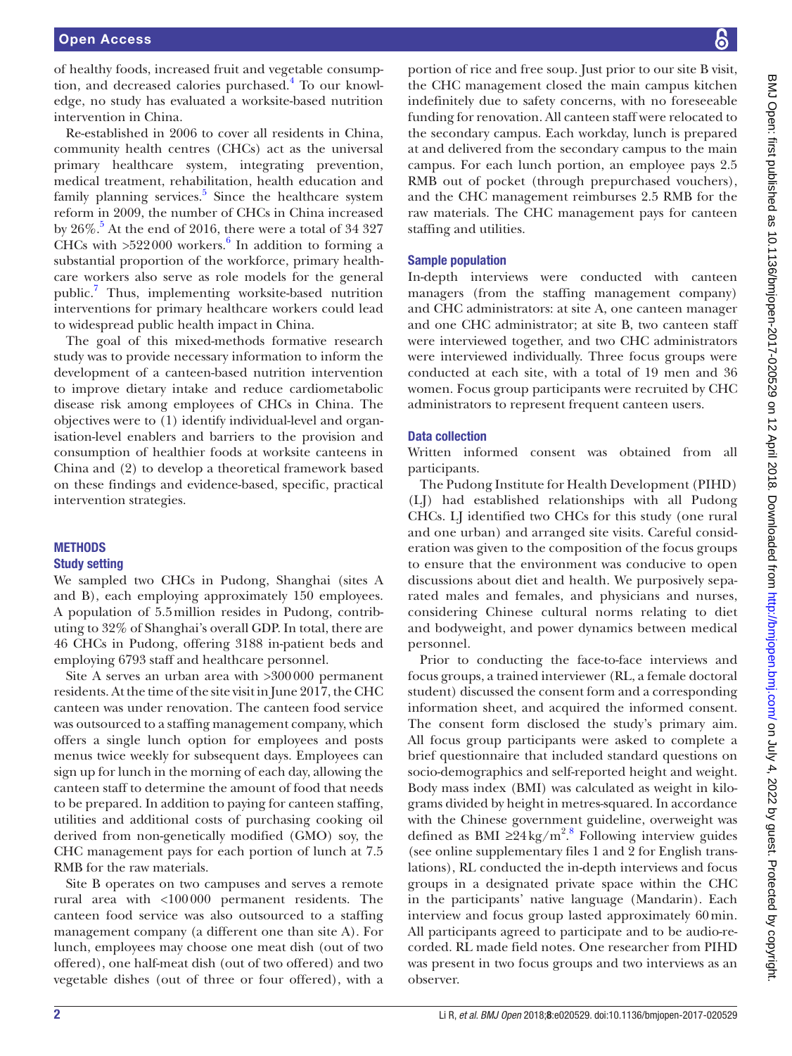of healthy foods, increased fruit and vegetable consumption, and decreased calories purchased.[4] To our knowledge, no study has evaluated a worksite-based nutrition intervention in China.

Re-established in 2006 to cover all residents in China, community health centres (CHCs) act as the universal primary healthcare system, integrating prevention, medical treatment, rehabilitation, health education and family planning services.[5] Since the healthcare system reform in 2009, the number of CHCs in China increased by 26%.[5] At the end of 2016, there were a total of 34 327 CHCs with >522 000 workers.[6] In addition to forming a substantial proportion of the workforce, primary healthcare workers also serve as role models for the general public.[7] Thus, implementing worksite-based nutrition interventions for primary healthcare workers could lead to widespread public health impact in China.

The goal of this mixed-methods formative research study was to provide necessary information to inform the development of a canteen-based nutrition intervention to improve dietary intake and reduce cardiometabolic disease risk among employees of CHCs in China. The objectives were to (1) identify individual-level and organisation-level enablers and barriers to the provision and consumption of healthier foods at worksite canteens in China and (2) to develop a theoretical framework based on these findings and evidence-based, specific, practical intervention strategies.

## METHODS

### Study setting

We sampled two CHCs in Pudong, Shanghai (sites A and B), each employing approximately 150 employees. A population of 5.5 million resides in Pudong, contributing to 32% of Shanghai's overall GDP. In total, there are 46 CHCs in Pudong, offering 3188 in-patient beds and employing 6793 staff and healthcare personnel.

Site A serves an urban area with >300 000 permanent residents. At the time of the site visit in June 2017, the CHC canteen was under renovation. The canteen food service was outsourced to a staffing management company, which offers a single lunch option for employees and posts menus twice weekly for subsequent days. Employees can sign up for lunch in the morning of each day, allowing the canteen staff to determine the amount of food that needs to be prepared. In addition to paying for canteen staffing, utilities and additional costs of purchasing cooking oil derived from non-genetically modified (GMO) soy, the CHC management pays for each portion of lunch at 7.5 RMB for the raw materials.

Site B operates on two campuses and serves a remote rural area with <100 000 permanent residents. The canteen food service was also outsourced to a staffing management company (a different one than site A). For lunch, employees may choose one meat dish (out of two offered), one half-meat dish (out of two offered) and two vegetable dishes (out of three or four offered), with a portion of rice and free soup. Just prior to our site B visit, the CHC management closed the main campus kitchen indefinitely due to safety concerns, with no foreseeable funding for renovation. All canteen staff were relocated to the secondary campus. Each workday, lunch is prepared at and delivered from the secondary campus to the main campus. For each lunch portion, an employee pays 2.5 RMB out of pocket (through prepurchased vouchers), and the CHC management reimburses 2.5 RMB for the raw materials. The CHC management pays for canteen staffing and utilities.

### Sample population

In-depth interviews were conducted with canteen managers (from the staffing management company) and CHC administrators: at site A, one canteen manager and one CHC administrator; at site B, two canteen staff were interviewed together, and two CHC administrators were interviewed individually. Three focus groups were conducted at each site, with a total of 19 men and 36 women. Focus group participants were recruited by CHC administrators to represent frequent canteen users.

### Data collection

Written informed consent was obtained from all participants.

The Pudong Institute for Health Development (PIHD) (LJ) had established relationships with all Pudong CHCs. LJ identified two CHCs for this study (one rural and one urban) and arranged site visits. Careful consideration was given to the composition of the focus groups to ensure that the environment was conducive to open discussions about diet and health. We purposively separated males and females, and physicians and nurses, considering Chinese cultural norms relating to diet and bodyweight, and power dynamics between medical personnel.

Prior to conducting the face-to-face interviews and focus groups, a trained interviewer (RL, a female doctoral student) discussed the consent form and a corresponding information sheet, and acquired the informed consent. The consent form disclosed the study's primary aim. All focus group participants were asked to complete a brief questionnaire that included standard questions on socio-demographics and self-reported height and weight. Body mass index (BMI) was calculated as weight in kilograms divided by height in metres-squared. In accordance with the Chinese government guideline, overweight was defined as BMI $\geq 24\,kg/m^2$.[8] Following interview guides (see online supplementary files 1 and 2 for English translations), RL conducted the in-depth interviews and focus groups in a designated private space within the CHC in the participants' native language (Mandarin). Each interview and focus group lasted approximately 60 min. All participants agreed to participate and to be audio-recorded. RL made field notes. One researcher from PIHD was present in two focus groups and two interviews as an observer.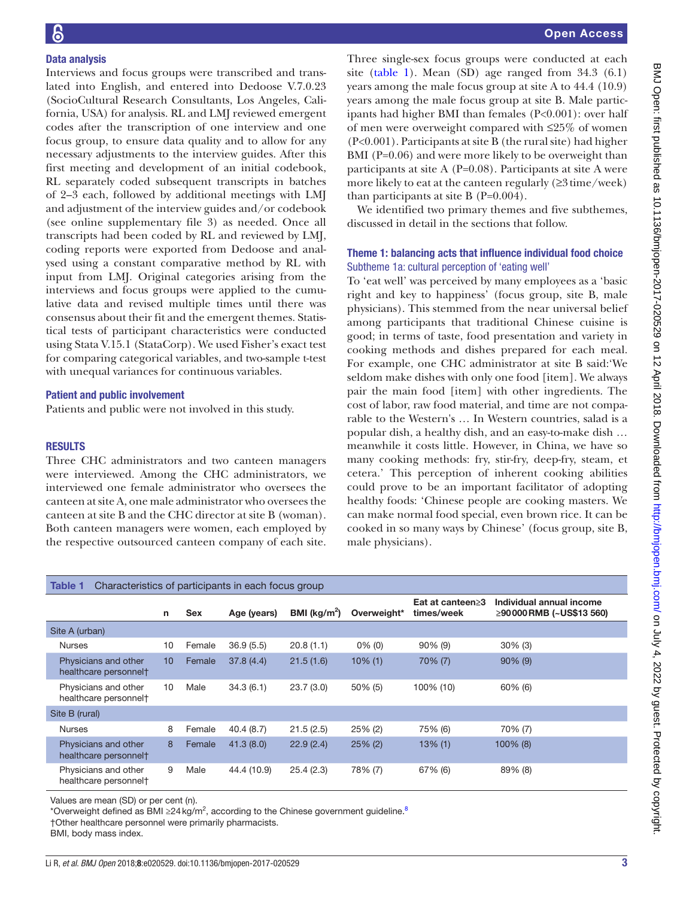### Data analysis

Interviews and focus groups were transcribed and translated into English, and entered into Dedoose V.7.0.23 (SocioCultural Research Consultants, Los Angeles, California, USA) for analysis. RL and LMJ reviewed emergent codes after the transcription of one interview and one focus group, to ensure data quality and to allow for any necessary adjustments to the interview guides. After this first meeting and development of an initial codebook, RL separately coded subsequent transcripts in batches of 2–3 each, followed by additional meetings with LMJ and adjustment of the interview guides and/or codebook (see online supplementary file 3) as needed. Once all transcripts had been coded by RL and reviewed by LMJ, coding reports were exported from Dedoose and analysed using a constant comparative method by RL with input from LMJ. Original categories arising from the interviews and focus groups were applied to the cumulative data and revised multiple times until there was consensus about their fit and the emergent themes. Statistical tests of participant characteristics were conducted using Stata V.15.1 (StataCorp). We used Fisher's exact test for comparing categorical variables, and two-sample t-test with unequal variances for continuous variables.

### Patient and public involvement

Patients and public were not involved in this study.

## RESULTS

Three CHC administrators and two canteen managers were interviewed. Among the CHC administrators, we interviewed one female administrator who oversees the canteen at site A, one male administrator who oversees the canteen at site B and the CHC director at site B (woman). Both canteen managers were women, each employed by the respective outsourced canteen company of each site.

Three single-sex focus groups were conducted at each site (table 1). Mean (SD) age ranged from 34.3 (6.1) years among the male focus group at site A to 44.4 (10.9) years among the male focus group at site B. Male participants had higher BMI than females ($P<0.001$): over half of men were overweight compared with ≤25% of women ($P<0.001$). Participants at site B (the rural site) had higher BMI ($P=0.06$) and were more likely to be overweight than participants at site A ($P=0.08$). Participants at site A were more likely to eat at the canteen regularly (≥3 time/week) than participants at site B ($P=0.004$).

We identified two primary themes and five subthemes, discussed in detail in the sections that follow.

### Theme 1: balancing acts that influence individual food choice

#### Subtheme 1a: cultural perception of 'eating well'

To 'eat well' was perceived by many employees as a 'basic right and key to happiness' (focus group, site B, male physicians). This stemmed from the near universal belief among participants that traditional Chinese cuisine is good; in terms of taste, food presentation and variety in cooking methods and dishes prepared for each meal. For example, one CHC administrator at site B said:'We seldom make dishes with only one food [item]. We always pair the main food [item] with other ingredients. The cost of labor, raw food material, and time are not comparable to the Western's … In Western countries, salad is a popular dish, a healthy dish, and an easy-to-make dish … meanwhile it costs little. However, in China, we have so many cooking methods: fry, stir-fry, deep-fry, steam, et cetera.' This perception of inherent cooking abilities could prove to be an important facilitator of adopting healthy foods: 'Chinese people are cooking masters. We can make normal food special, even brown rice. It can be cooked in so many ways by Chinese' (focus group, site B, male physicians).

Table 1 Characteristics of participants in each focus group

| | n | Sex | Age (years) | BMI (kg/m$^2$) | Overweight* | Eat at canteen≥3 times/week | Individual annual income ≥90 000 RMB (~US$13 560) |
|---|---|---|---|---|---|---|---|
| Site A (urban) | | | | | | | |
| Nurses | 10 | Female | 36.9 (5.5) | 20.8 (1.1) | 0% (0) | 90% (9) | 30% (3) |
| Physicians and other healthcare personnel† | 10 | Female | 37.8 (4.4) | 21.5 (1.6) | 10% (1) | 70% (7) | 90% (9) |
| Physicians and other healthcare personnel† | 10 | Male | 34.3 (6.1) | 23.7 (3.0) | 50% (5) | 100% (10) | 60% (6) |
| Site B (rural) | | | | | | | |
| Nurses | 8 | Female | 40.4 (8.7) | 21.5 (2.5) | 25% (2) | 75% (6) | 70% (7) |
| Physicians and other healthcare personnel† | 8 | Female | 41.3 (8.0) | 22.9 (2.4) | 25% (2) | 13% (1) | 100% (8) |
| Physicians and other healthcare personnel† | 9 | Male | 44.4 (10.9) | 25.4 (2.3) | 78% (7) | 67% (6) | 89% (8) |

Values are mean (SD) or per cent (n).

*Overweight defined as BMI ≥24 kg/m$^2$, according to the Chinese government guideline.[8]

†Other healthcare personnel were primarily pharmacists.

BMI, body mass index.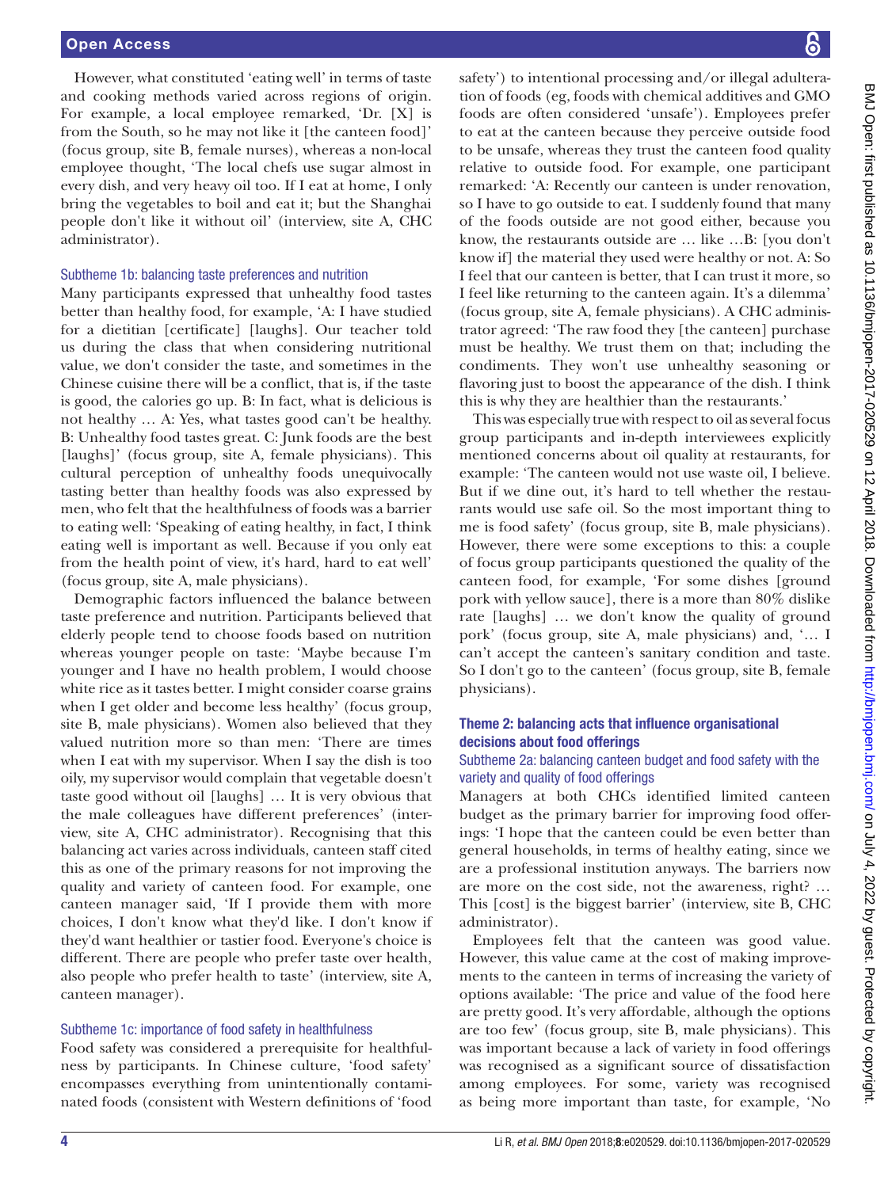However, what constituted 'eating well' in terms of taste and cooking methods varied across regions of origin. For example, a local employee remarked, 'Dr. [X] is from the South, so he may not like it [the canteen food]' (focus group, site B, female nurses), whereas a non-local employee thought, 'The local chefs use sugar almost in every dish, and very heavy oil too. If I eat at home, I only bring the vegetables to boil and eat it; but the Shanghai people don't like it without oil' (interview, site A, CHC administrator).

### Subtheme 1b: balancing taste preferences and nutrition

Many participants expressed that unhealthy food tastes better than healthy food, for example, 'A: I have studied for a dietitian [certificate] [laughs]. Our teacher told us during the class that when considering nutritional value, we don't consider the taste, and sometimes in the Chinese cuisine there will be a conflict, that is, if the taste is good, the calories go up. B: In fact, what is delicious is not healthy … A: Yes, what tastes good can't be healthy. B: Unhealthy food tastes great. C: Junk foods are the best [laughs]' (focus group, site A, female physicians). This cultural perception of unhealthy foods unequivocally tasting better than healthy foods was also expressed by men, who felt that the healthfulness of foods was a barrier to eating well: 'Speaking of eating healthy, in fact, I think eating well is important as well. Because if you only eat from the health point of view, it's hard, hard to eat well' (focus group, site A, male physicians).

Demographic factors influenced the balance between taste preference and nutrition. Participants believed that elderly people tend to choose foods based on nutrition whereas younger people on taste: 'Maybe because I'm younger and I have no health problem, I would choose white rice as it tastes better. I might consider coarse grains when I get older and become less healthy' (focus group, site B, male physicians). Women also believed that they valued nutrition more so than men: 'There are times when I eat with my supervisor. When I say the dish is too oily, my supervisor would complain that vegetable doesn't taste good without oil [laughs] … It is very obvious that the male colleagues have different preferences' (interview, site A, CHC administrator). Recognising that this balancing act varies across individuals, canteen staff cited this as one of the primary reasons for not improving the quality and variety of canteen food. For example, one canteen manager said, 'If I provide them with more choices, I don't know what they'd like. I don't know if they'd want healthier or tastier food. Everyone's choice is different. There are people who prefer taste over health, also people who prefer health to taste' (interview, site A, canteen manager).

### Subtheme 1c: importance of food safety in healthfulness

Food safety was considered a prerequisite for healthfulness by participants. In Chinese culture, 'food safety' encompasses everything from unintentionally contaminated foods (consistent with Western definitions of 'food safety') to intentional processing and/or illegal adulteration of foods (eg, foods with chemical additives and GMO foods are often considered 'unsafe'). Employees prefer to eat at the canteen because they perceive outside food to be unsafe, whereas they trust the canteen food quality relative to outside food. For example, one participant remarked: 'A: Recently our canteen is under renovation, so I have to go outside to eat. I suddenly found that many of the foods outside are not good either, because you know, the restaurants outside are … like …B: [you don't know if] the material they used were healthy or not. A: So I feel that our canteen is better, that I can trust it more, so I feel like returning to the canteen again. It's a dilemma' (focus group, site A, female physicians). A CHC administrator agreed: 'The raw food they [the canteen] purchase must be healthy. We trust them on that; including the condiments. They won't use unhealthy seasoning or flavoring just to boost the appearance of the dish. I think this is why they are healthier than the restaurants.'

This was especially true with respect to oil as several focus group participants and in-depth interviewees explicitly mentioned concerns about oil quality at restaurants, for example: 'The canteen would not use waste oil, I believe. But if we dine out, it's hard to tell whether the restaurants would use safe oil. So the most important thing to me is food safety' (focus group, site B, male physicians). However, there were some exceptions to this: a couple of focus group participants questioned the quality of the canteen food, for example, 'For some dishes [ground pork with yellow sauce], there is a more than 80% dislike rate [laughs] … we don't know the quality of ground pork' (focus group, site A, male physicians) and, '… I can't accept the canteen's sanitary condition and taste. So I don't go to the canteen' (focus group, site B, female physicians).

## Theme 2: balancing acts that influence organisational decisions about food offerings

### Subtheme 2a: balancing canteen budget and food safety with the variety and quality of food offerings

Managers at both CHCs identified limited canteen budget as the primary barrier for improving food offerings: 'I hope that the canteen could be even better than general households, in terms of healthy eating, since we are a professional institution anyways. The barriers now are more on the cost side, not the awareness, right? … This [cost] is the biggest barrier' (interview, site B, CHC administrator).

Employees felt that the canteen was good value. However, this value came at the cost of making improvements to the canteen in terms of increasing the variety of options available: 'The price and value of the food here are pretty good. It's very affordable, although the options are too few' (focus group, site B, male physicians). This was important because a lack of variety in food offerings was recognised as a significant source of dissatisfaction among employees. For some, variety was recognised as being more important than taste, for example, 'No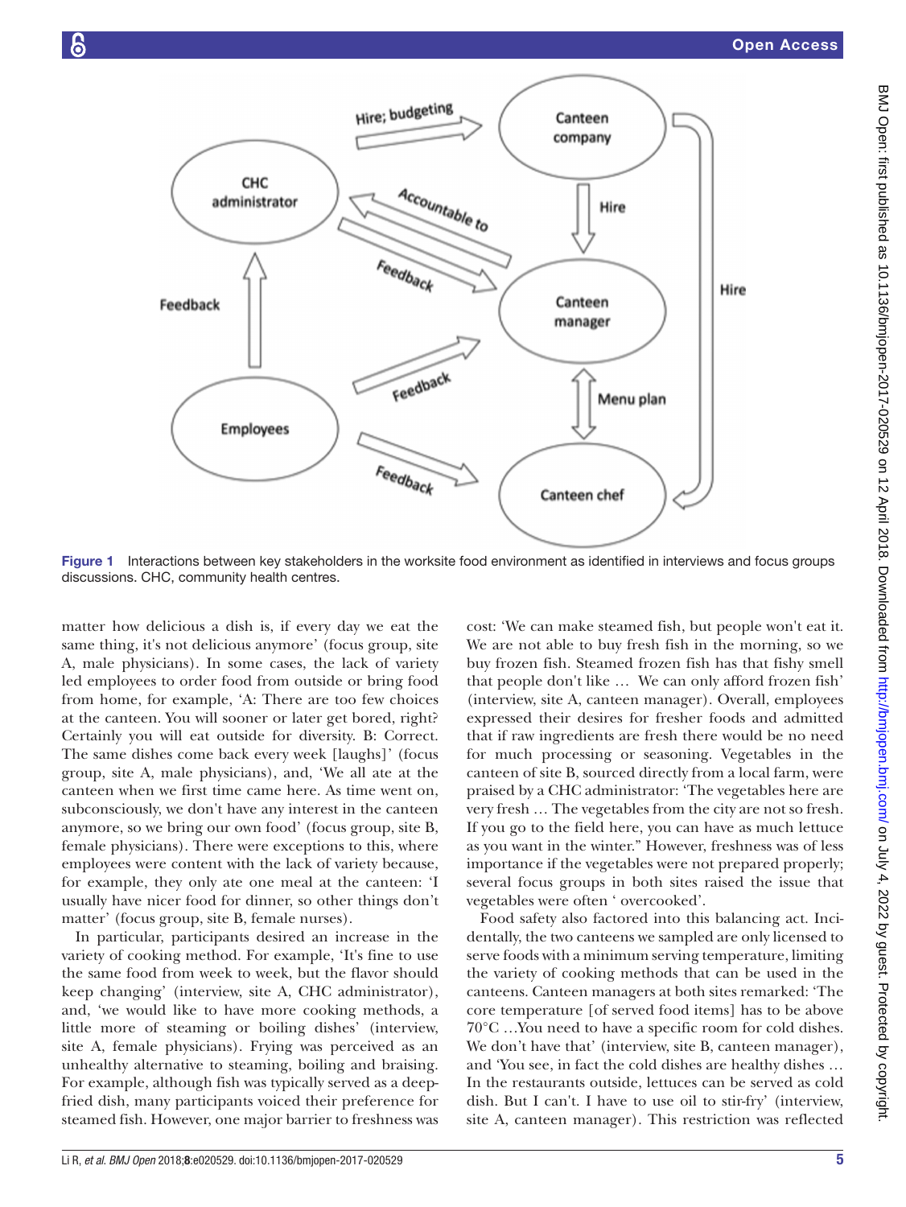Figure 1 Interactions between key stakeholders in the worksite food environment as identified in interviews and focus groups discussions. CHC, community health centres.

matter how delicious a dish is, if every day we eat the same thing, it's not delicious anymore' (focus group, site A, male physicians). In some cases, the lack of variety led employees to order food from outside or bring food from home, for example, 'A: There are too few choices at the canteen. You will sooner or later get bored, right? Certainly you will eat outside for diversity. B: Correct. The same dishes come back every week [laughs]' (focus group, site A, male physicians), and, 'We all ate at the canteen when we first time came here. As time went on, subconsciously, we don't have any interest in the canteen anymore, so we bring our own food' (focus group, site B, female physicians). There were exceptions to this, where employees were content with the lack of variety because, for example, they only ate one meal at the canteen: 'I usually have nicer food for dinner, so other things don't matter' (focus group, site B, female nurses).

In particular, participants desired an increase in the variety of cooking method. For example, 'It's fine to use the same food from week to week, but the flavor should keep changing' (interview, site A, CHC administrator), and, 'we would like to have more cooking methods, a little more of steaming or boiling dishes' (interview, site A, female physicians). Frying was perceived as an unhealthy alternative to steaming, boiling and braising. For example, although fish was typically served as a deep-fried dish, many participants voiced their preference for steamed fish. However, one major barrier to freshness was cost: 'We can make steamed fish, but people won't eat it. We are not able to buy fresh fish in the morning, so we buy frozen fish. Steamed frozen fish has that fishy smell that people don't like … We can only afford frozen fish' (interview, site A, canteen manager). Overall, employees expressed their desires for fresher foods and admitted that if raw ingredients are fresh there would be no need for much processing or seasoning. Vegetables in the canteen of site B, sourced directly from a local farm, were praised by a CHC administrator: 'The vegetables here are very fresh … The vegetables from the city are not so fresh. If you go to the field here, you can have as much lettuce as you want in the winter." However, freshness was of less importance if the vegetables were not prepared properly; several focus groups in both sites raised the issue that vegetables were often ' overcooked'.

Food safety also factored into this balancing act. Incidentally, the two canteens we sampled are only licensed to serve foods with a minimum serving temperature, limiting the variety of cooking methods that can be used in the canteens. Canteen managers at both sites remarked: 'The core temperature [of served food items] has to be above 70°C …You need to have a specific room for cold dishes. We don't have that' (interview, site B, canteen manager), and 'You see, in fact the cold dishes are healthy dishes … In the restaurants outside, lettuces can be served as cold dish. But I can't. I have to use oil to stir-fry' (interview, site A, canteen manager). This restriction was reflected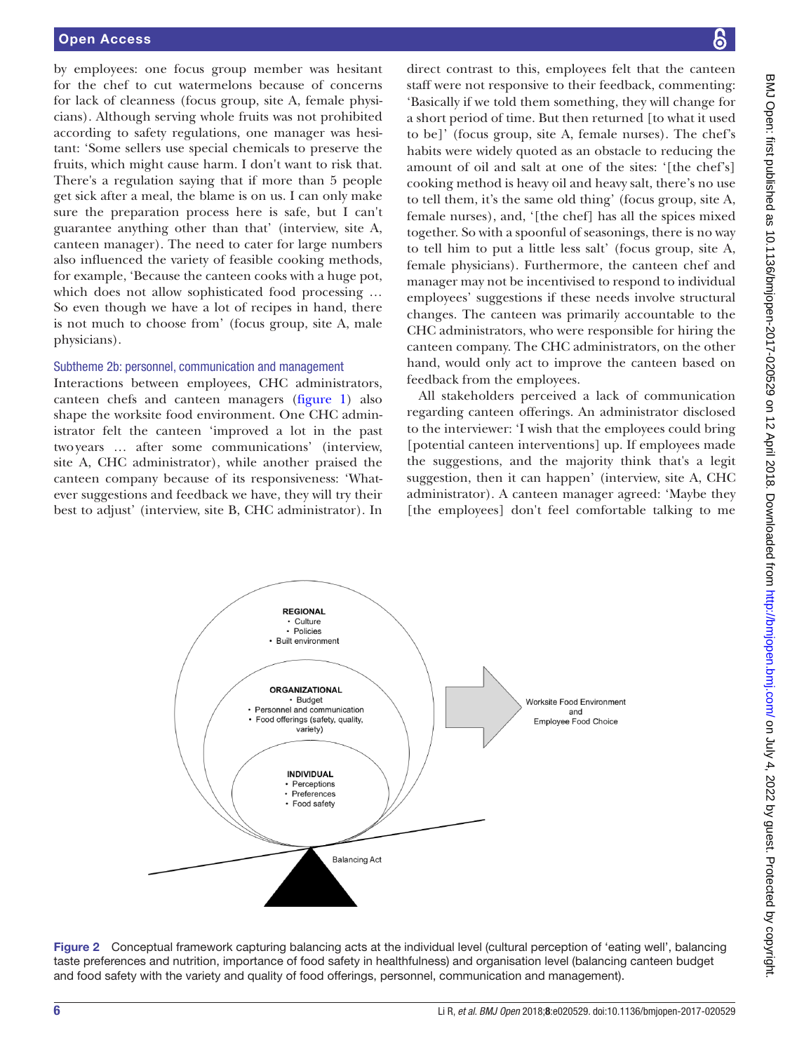by employees: one focus group member was hesitant for the chef to cut watermelons because of concerns for lack of cleanness (focus group, site A, female physicians). Although serving whole fruits was not prohibited according to safety regulations, one manager was hesitant: 'Some sellers use special chemicals to preserve the fruits, which might cause harm. I don't want to risk that. There's a regulation saying that if more than 5 people get sick after a meal, the blame is on us. I can only make sure the preparation process here is safe, but I can't guarantee anything other than that' (interview, site A, canteen manager). The need to cater for large numbers also influenced the variety of feasible cooking methods, for example, 'Because the canteen cooks with a huge pot, which does not allow sophisticated food processing … So even though we have a lot of recipes in hand, there is not much to choose from' (focus group, site A, male physicians).

### Subtheme 2b: personnel, communication and management

Interactions between employees, CHC administrators, canteen chefs and canteen managers (figure 1) also shape the worksite food environment. One CHC administrator felt the canteen 'improved a lot in the past two years … after some communications' (interview, site A, CHC administrator), while another praised the canteen company because of its responsiveness: 'Whatever suggestions and feedback we have, they will try their best to adjust' (interview, site B, CHC administrator). In direct contrast to this, employees felt that the canteen staff were not responsive to their feedback, commenting: 'Basically if we told them something, they will change for a short period of time. But then returned [to what it used to be]' (focus group, site A, female nurses). The chef's habits were widely quoted as an obstacle to reducing the amount of oil and salt at one of the sites: '[the chef's] cooking method is heavy oil and heavy salt, there's no use to tell them, it's the same old thing' (focus group, site A, female nurses), and, '[the chef] has all the spices mixed together. So with a spoonful of seasonings, there is no way to tell him to put a little less salt' (focus group, site A, female physicians). Furthermore, the canteen chef and manager may not be incentivised to respond to individual employees' suggestions if these needs involve structural changes. The canteen was primarily accountable to the CHC administrators, who were responsible for hiring the canteen company. The CHC administrators, on the other hand, would only act to improve the canteen based on feedback from the employees.

All stakeholders perceived a lack of communication regarding canteen offerings. An administrator disclosed to the interviewer: 'I wish that the employees could bring [potential canteen interventions] up. If employees made the suggestions, and the majority think that's a legit suggestion, then it can happen' (interview, site A, CHC administrator). A canteen manager agreed: 'Maybe they [the employees] don't feel comfortable talking to me

Figure 2 Conceptual framework capturing balancing acts at the individual level (cultural perception of 'eating well', balancing taste preferences and nutrition, importance of food safety in healthfulness) and organisation level (balancing canteen budget and food safety with the variety and quality of food offerings, personnel, communication and management).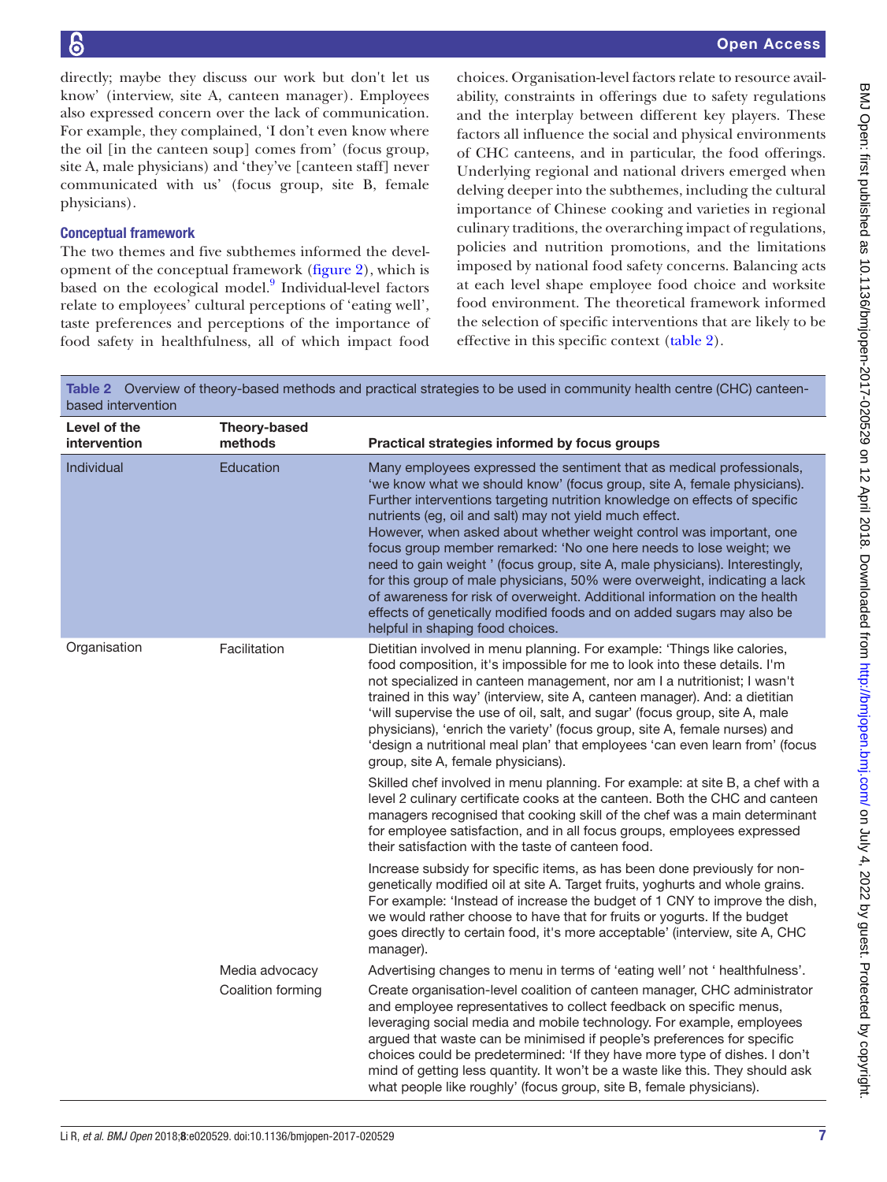directly; maybe they discuss our work but don't let us know' (interview, site A, canteen manager). Employees also expressed concern over the lack of communication. For example, they complained, 'I don't even know where the oil [in the canteen soup] comes from' (focus group, site A, male physicians) and 'they've [canteen staff] never communicated with us' (focus group, site B, female physicians).

### Conceptual framework

The two themes and five subthemes informed the development of the conceptual framework (figure 2), which is based on the ecological model.[9] Individual-level factors relate to employees' cultural perceptions of 'eating well', taste preferences and perceptions of the importance of food safety in healthfulness, all of which impact food choices. Organisation-level factors relate to resource availability, constraints in offerings due to safety regulations and the interplay between different key players. These factors all influence the social and physical environments of CHC canteens, and in particular, the food offerings. Underlying regional and national drivers emerged when delving deeper into the subthemes, including the cultural importance of Chinese cooking and varieties in regional culinary traditions, the overarching impact of regulations, policies and nutrition promotions, and the limitations imposed by national food safety concerns. Balancing acts at each level shape employee food choice and worksite food environment. The theoretical framework informed the selection of specific interventions that are likely to be effective in this specific context (table 2).

Table 2 Overview of theory-based methods and practical strategies to be used in community health centre (CHC) canteen-based intervention

| Level of the intervention | Theory-based methods | Practical strategies informed by focus groups |
|---|---|---|
| Individual | Education | Many employees expressed the sentiment that as medical professionals, 'we know what we should know' (focus group, site A, female physicians). Further interventions targeting nutrition knowledge on effects of specific nutrients (eg, oil and salt) may not yield much effect. However, when asked about whether weight control was important, one focus group member remarked: 'No one here needs to lose weight; we need to gain weight ' (focus group, site A, male physicians). Interestingly, for this group of male physicians, 50% were overweight, indicating a lack of awareness for risk of overweight. Additional information on the health effects of genetically modified foods and on added sugars may also be helpful in shaping food choices. |
| Organisation | Facilitation | Dietitian involved in menu planning. For example: 'Things like calories, food composition, it's impossible for me to look into these details. I'm not specialized in canteen management, nor am I a nutritionist; I wasn't trained in this way' (interview, site A, canteen manager). And: a dietitian 'will supervise the use of oil, salt, and sugar' (focus group, site A, male physicians), 'enrich the variety' (focus group, site A, female nurses) and 'design a nutritional meal plan' that employees 'can even learn from' (focus group, site A, female physicians). |
| | | Skilled chef involved in menu planning. For example: at site B, a chef with a level 2 culinary certificate cooks at the canteen. Both the CHC and canteen managers recognised that cooking skill of the chef was a main determinant for employee satisfaction, and in all focus groups, employees expressed their satisfaction with the taste of canteen food. |
| | | Increase subsidy for specific items, as has been done previously for non-genetically modified oil at site A. Target fruits, yoghurts and whole grains. For example: 'Instead of increase the budget of 1 CNY to improve the dish, we would rather choose to have that for fruits or yogurts. If the budget goes directly to certain food, it's more acceptable' (interview, site A, CHC manager). |
| | Media advocacy | Advertising changes to menu in terms of 'eating well' not ' healthfulness'. |
| | Coalition forming | Create organisation-level coalition of canteen manager, CHC administrator and employee representatives to collect feedback on specific menus, leveraging social media and mobile technology. For example, employees argued that waste can be minimised if people's preferences for specific choices could be predetermined: 'If they have more type of dishes. I don't mind of getting less quantity. It won't be a waste like this. They should ask what people like roughly' (focus group, site B, female physicians). |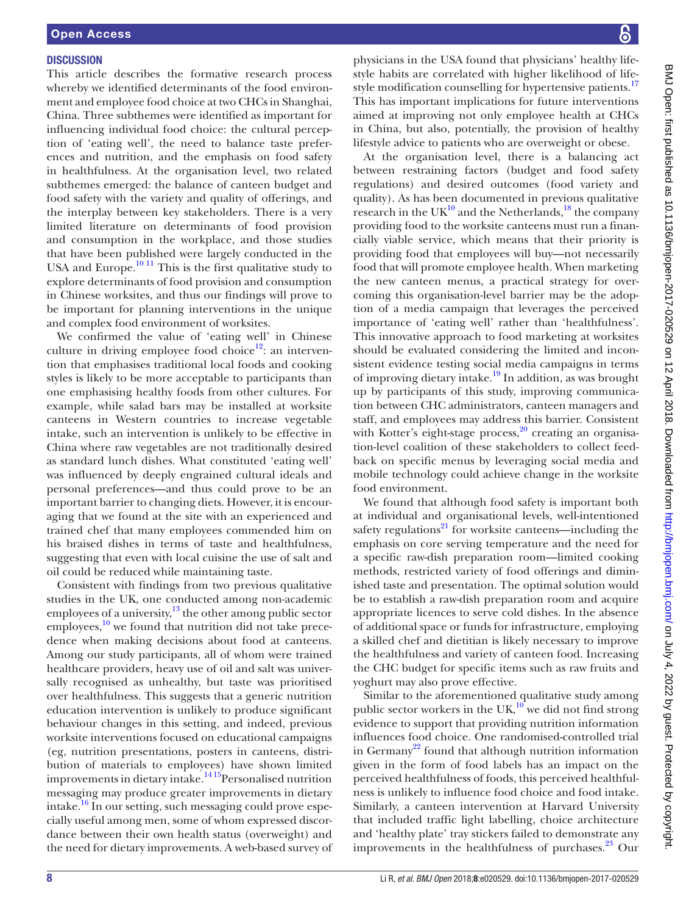## DISCUSSION

This article describes the formative research process whereby we identified determinants of the food environment and employee food choice at two CHCs in Shanghai, China. Three subthemes were identified as important for influencing individual food choice: the cultural perception of 'eating well', the need to balance taste preferences and nutrition, and the emphasis on food safety in healthfulness. At the organisation level, two related subthemes emerged: the balance of canteen budget and food safety with the variety and quality of offerings, and the interplay between key stakeholders. There is a very limited literature on determinants of food provision and consumption in the workplace, and those studies that have been published were largely conducted in the USA and Europe.[10 11] This is the first qualitative study to explore determinants of food provision and consumption in Chinese worksites, and thus our findings will prove to be important for planning interventions in the unique and complex food environment of worksites.

We confirmed the value of 'eating well' in Chinese culture in driving employee food choice[12]: an intervention that emphasises traditional local foods and cooking styles is likely to be more acceptable to participants than one emphasising healthy foods from other cultures. For example, while salad bars may be installed at worksite canteens in Western countries to increase vegetable intake, such an intervention is unlikely to be effective in China where raw vegetables are not traditionally desired as standard lunch dishes. What constituted 'eating well' was influenced by deeply engrained cultural ideals and personal preferences—and thus could prove to be an important barrier to changing diets. However, it is encouraging that we found at the site with an experienced and trained chef that many employees commended him on his braised dishes in terms of taste and healthfulness, suggesting that even with local cuisine the use of salt and oil could be reduced while maintaining taste.

Consistent with findings from two previous qualitative studies in the UK, one conducted among non-academic employees of a university,[13] the other among public sector employees,[10] we found that nutrition did not take precedence when making decisions about food at canteens. Among our study participants, all of whom were trained healthcare providers, heavy use of oil and salt was universally recognised as unhealthy, but taste was prioritised over healthfulness. This suggests that a generic nutrition education intervention is unlikely to produce significant behaviour changes in this setting, and indeed, previous worksite interventions focused on educational campaigns (eg, nutrition presentations, posters in canteens, distribution of materials to employees) have shown limited improvements in dietary intake.[14 15] Personalised nutrition messaging may produce greater improvements in dietary intake.[16] In our setting, such messaging could prove especially useful among men, some of whom expressed discordance between their own health status (overweight) and the need for dietary improvements. A web-based survey of physicians in the USA found that physicians' healthy lifestyle habits are correlated with higher likelihood of lifestyle modification counselling for hypertensive patients.[17] This has important implications for future interventions aimed at improving not only employee health at CHCs in China, but also, potentially, the provision of healthy lifestyle advice to patients who are overweight or obese.

At the organisation level, there is a balancing act between restraining factors (budget and food safety regulations) and desired outcomes (food variety and quality). As has been documented in previous qualitative research in the UK[10] and the Netherlands,[18] the company providing food to the worksite canteens must run a financially viable service, which means that their priority is providing food that employees will buy—not necessarily food that will promote employee health. When marketing the new canteen menus, a practical strategy for overcoming this organisation-level barrier may be the adoption of a media campaign that leverages the perceived importance of 'eating well' rather than 'healthfulness'. This innovative approach to food marketing at worksites should be evaluated considering the limited and inconsistent evidence testing social media campaigns in terms of improving dietary intake.[19] In addition, as was brought up by participants of this study, improving communication between CHC administrators, canteen managers and staff, and employees may address this barrier. Consistent with Kotter's eight-stage process,[20] creating an organisation-level coalition of these stakeholders to collect feedback on specific menus by leveraging social media and mobile technology could achieve change in the worksite food environment.

We found that although food safety is important both at individual and organisational levels, well-intentioned safety regulations[21] for worksite canteens—including the emphasis on core serving temperature and the need for a specific raw-dish preparation room—limited cooking methods, restricted variety of food offerings and diminished taste and presentation. The optimal solution would be to establish a raw-dish preparation room and acquire appropriate licences to serve cold dishes. In the absence of additional space or funds for infrastructure, employing a skilled chef and dietitian is likely necessary to improve the healthfulness and variety of canteen food. Increasing the CHC budget for specific items such as raw fruits and yoghurt may also prove effective.

Similar to the aforementioned qualitative study among public sector workers in the UK,[10] we did not find strong evidence to support that providing nutrition information influences food choice. One randomised-controlled trial in Germany[22] found that although nutrition information given in the form of food labels has an impact on the perceived healthfulness of foods, this perceived healthfulness is unlikely to influence food choice and food intake. Similarly, a canteen intervention at Harvard University that included traffic light labelling, choice architecture and 'healthy plate' tray stickers failed to demonstrate any improvements in the healthfulness of purchases.[23] Our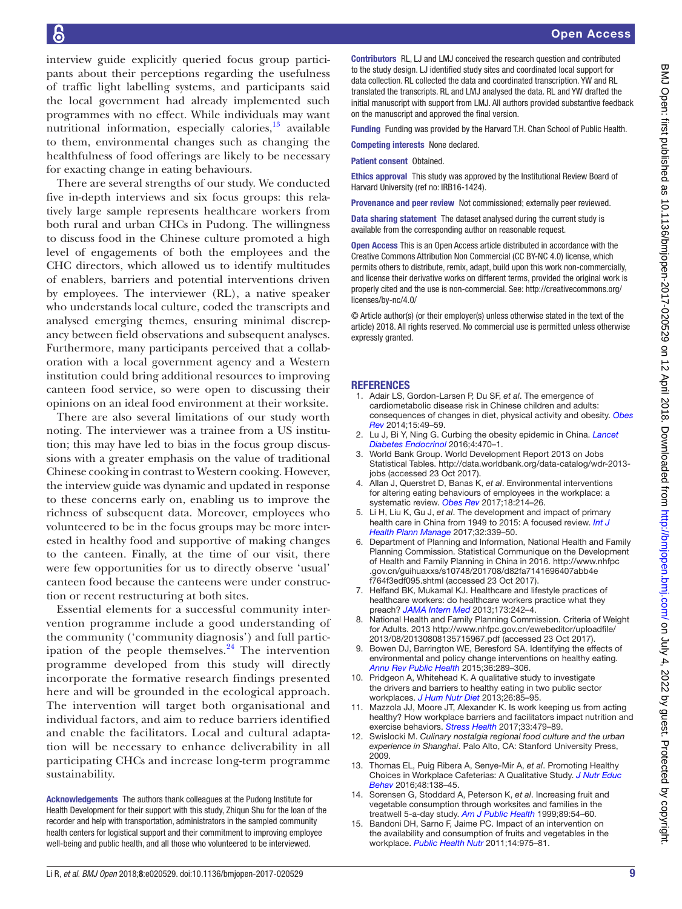interview guide explicitly queried focus group participants about their perceptions regarding the usefulness of traffic light labelling systems, and participants said the local government had already implemented such programmes with no effect. While individuals may want nutritional information, especially calories,[13] available to them, environmental changes such as changing the healthfulness of food offerings are likely to be necessary for exacting change in eating behaviours.

There are several strengths of our study. We conducted five in-depth interviews and six focus groups: this relatively large sample represents healthcare workers from both rural and urban CHCs in Pudong. The willingness to discuss food in the Chinese culture promoted a high level of engagements of both the employees and the CHC directors, which allowed us to identify multitudes of enablers, barriers and potential interventions driven by employees. The interviewer (RL), a native speaker who understands local culture, coded the transcripts and analysed emerging themes, ensuring minimal discrepancy between field observations and subsequent analyses. Furthermore, many participants perceived that a collaboration with a local government agency and a Western institution could bring additional resources to improving canteen food service, so were open to discussing their opinions on an ideal food environment at their worksite.

There are also several limitations of our study worth noting. The interviewer was a trainee from a US institution; this may have led to bias in the focus group discussions with a greater emphasis on the value of traditional Chinese cooking in contrast to Western cooking. However, the interview guide was dynamic and updated in response to these concerns early on, enabling us to improve the richness of subsequent data. Moreover, employees who volunteered to be in the focus groups may be more interested in healthy food and supportive of making changes to the canteen. Finally, at the time of our visit, there were few opportunities for us to directly observe 'usual' canteen food because the canteens were under construction or recent restructuring at both sites.

Essential elements for a successful community intervention programme include a good understanding of the community ('community diagnosis') and full participation of the people themselves.[24] The intervention programme developed from this study will directly incorporate the formative research findings presented here and will be grounded in the ecological approach. The intervention will target both organisational and individual factors, and aim to reduce barriers identified and enable the facilitators. Local and cultural adaptation will be necessary to enhance deliverability in all participating CHCs and increase long-term programme sustainability.

**Acknowledgements** The authors thank colleagues at the Pudong Institute for Health Development for their support with this study, Zhiqun Shu for the loan of the recorder and help with transportation, administrators in the sampled community health centers for logistical support and their commitment to improving employee well-being and public health, and all those who volunteered to be interviewed.

**Contributors** RL, LJ and LMJ conceived the research question and contributed to the study design. LJ identified study sites and coordinated local support for data collection. RL collected the data and coordinated transcription. YW and RL translated the transcripts. RL and LMJ analysed the data. RL and YW drafted the initial manuscript with support from LMJ. All authors provided substantive feedback on the manuscript and approved the final version.

**Funding** Funding was provided by the Harvard T.H. Chan School of Public Health.

**Competing interests** None declared.

**Patient consent** Obtained.

**Ethics approval** This study was approved by the Institutional Review Board of Harvard University (ref no: IRB16-1424).

**Provenance and peer review** Not commissioned; externally peer reviewed.

**Data sharing statement** The dataset analysed during the current study is available from the corresponding author on reasonable request.

**Open Access** This is an Open Access article distributed in accordance with the Creative Commons Attribution Non Commercial (CC BY-NC 4.0) license, which permits others to distribute, remix, adapt, build upon this work non-commercially, and license their derivative works on different terms, provided the original work is properly cited and the use is non-commercial. See: http://creativecommons.org/licenses/by-nc/4.0/

© Article author(s) (or their employer(s) unless otherwise stated in the text of the article) 2018. All rights reserved. No commercial use is permitted unless otherwise expressly granted.

## REFERENCES

1. Adair LS, Gordon-Larsen P, Du SF, *et al*. The emergence of cardiometabolic disease risk in Chinese children and adults: consequences of changes in diet, physical activity and obesity. *Obes Rev* 2014;15:49–59.
2. Lu J, Bi Y, Ning G. Curbing the obesity epidemic in China. *Lancet Diabetes Endocrinol* 2016;4:470–1.
3. World Bank Group. World Development Report 2013 on Jobs Statistical Tables. http://data.worldbank.org/data-catalog/wdr-2013-jobs (accessed 23 Oct 2017).
4. Allan J, Querstret D, Banas K, *et al*. Environmental interventions for altering eating behaviours of employees in the workplace: a systematic review. *Obes Rev* 2017;18:214–26.
5. Li H, Liu K, Gu J, *et al*. The development and impact of primary health care in China from 1949 to 2015: A focused review. *Int J Health Plann Manage* 2017;32:339–50.
6. Department of Planning and Information, National Health and Family Planning Commission. Statistical Communique on the Development of Health and Family Planning in China in 2016. http://www.nhfpc.gov.cn/guihuaxxs/s10748/201708/d82fa7141696407abb4ef764f3edf095.shtml (accessed 23 Oct 2017).
7. Helfand BK, Mukamal KJ. Healthcare and lifestyle practices of healthcare workers: do healthcare workers practice what they preach? *JAMA Intern Med* 2013;173:242–4.
8. National Health and Family Planning Commission. Criteria of Weight for Adults. 2013 http://www.nhfpc.gov.cn/ewebeditor/uploadfile/2013/08/20130808135715967.pdf (accessed 23 Oct 2017).
9. Bowen DJ, Barrington WE, Beresford SA. Identifying the effects of environmental and policy change interventions on healthy eating. *Annu Rev Public Health* 2015;36:289–306.
10. Pridgeon A, Whitehead K. A qualitative study to investigate the drivers and barriers to healthy eating in two public sector workplaces. *J Hum Nutr Diet* 2013;26:85–95.
11. Mazzola JJ, Moore JT, Alexander K. Is work keeping us from acting healthy? How workplace barriers and facilitators impact nutrition and exercise behaviors. *Stress Health* 2017;33:479–89.
12. Swislocki M. *Culinary nostalgia regional food culture and the urban experience in Shanghai*. Palo Alto, CA: Stanford University Press, 2009.
13. Thomas EL, Puig Ribera A, Senye-Mir A, *et al*. Promoting Healthy Choices in Workplace Cafeterias: A Qualitative Study. *J Nutr Educ Behav* 2016;48:138–45.
14. Sorensen G, Stoddard A, Peterson K, *et al*. Increasing fruit and vegetable consumption through worksites and families in the treatwell 5-a-day study. *Am J Public Health* 1999;89:54–60.
15. Bandoni DH, Sarno F, Jaime PC. Impact of an intervention on the availability and consumption of fruits and vegetables in the workplace. *Public Health Nutr* 2011;14:975–81.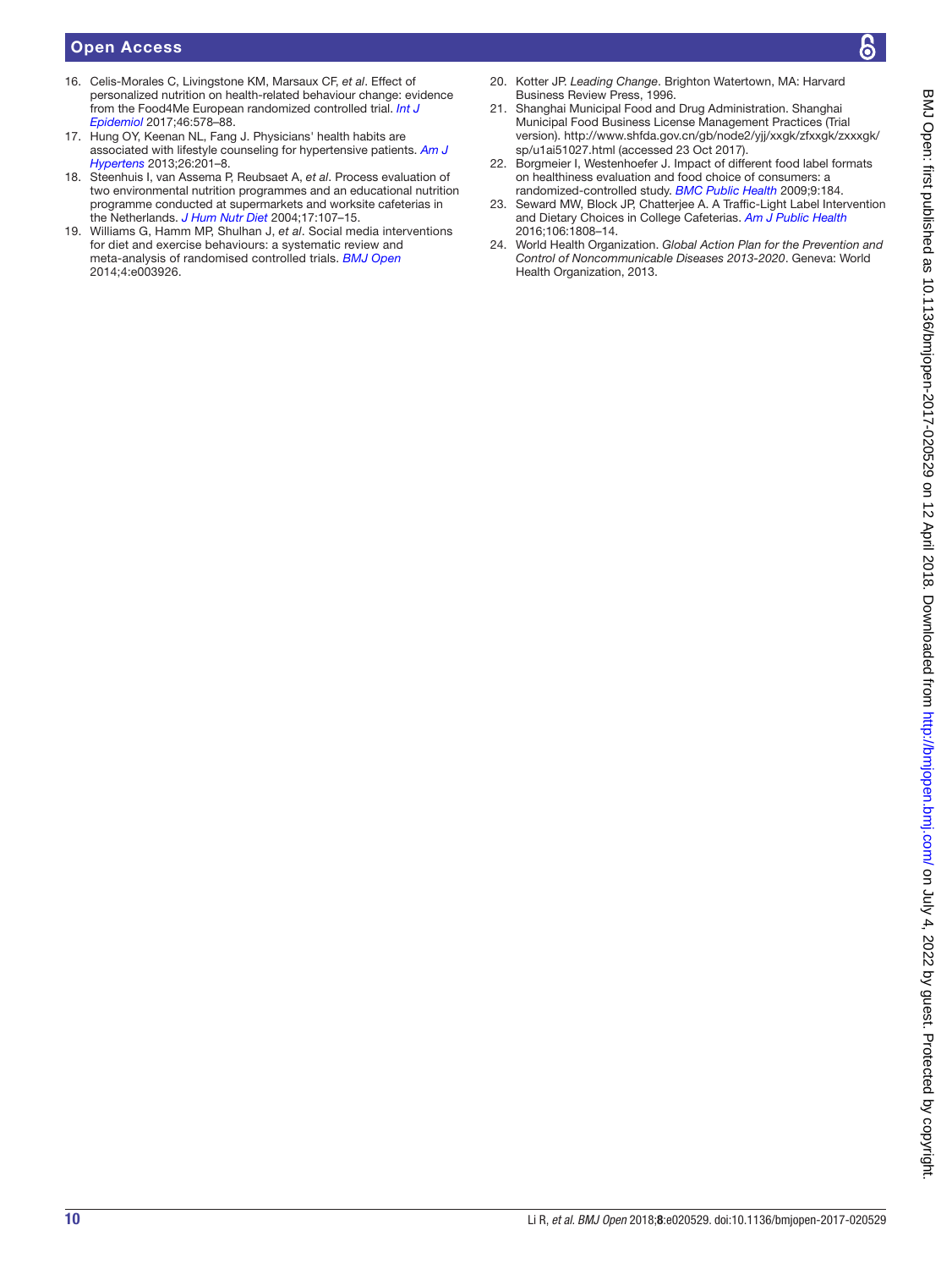16. Celis-Morales C, Livingstone KM, Marsaux CF, *et al*. Effect of personalized nutrition on health-related behaviour change: evidence from the Food4Me European randomized controlled trial. *Int J Epidemiol* 2017;46:578–88.
17. Hung OY, Keenan NL, Fang J. Physicians' health habits are associated with lifestyle counseling for hypertensive patients. *Am J Hypertens* 2013;26:201–8.
18. Steenhuis I, van Assema P, Reubsaet A, *et al*. Process evaluation of two environmental nutrition programmes and an educational nutrition programme conducted at supermarkets and worksite cafeterias in the Netherlands. *J Hum Nutr Diet* 2004;17:107–15.
19. Williams G, Hamm MP, Shulhan J, *et al*. Social media interventions for diet and exercise behaviours: a systematic review and meta-analysis of randomised controlled trials. *BMJ Open* 2014;4:e003926.
20. Kotter JP. *Leading Change*. Brighton Watertown, MA: Harvard Business Review Press, 1996.
21. Shanghai Municipal Food and Drug Administration. Shanghai Municipal Food Business License Management Practices (Trial version). http://www.shfda.gov.cn/gb/node2/yjj/xxgk/zfxxgk/zxxxgk/sp/u1ai51027.html (accessed 23 Oct 2017).
22. Borgmeier I, Westenhoefer J. Impact of different food label formats on healthiness evaluation and food choice of consumers: a randomized-controlled study. *BMC Public Health* 2009;9:184.
23. Seward MW, Block JP, Chatterjee A. A Traffic-Light Label Intervention and Dietary Choices in College Cafeterias. *Am J Public Health* 2016;106:1808–14.
24. World Health Organization. *Global Action Plan for the Prevention and Control of Noncommunicable Diseases 2013-2020*. Geneva: World Health Organization, 2013.